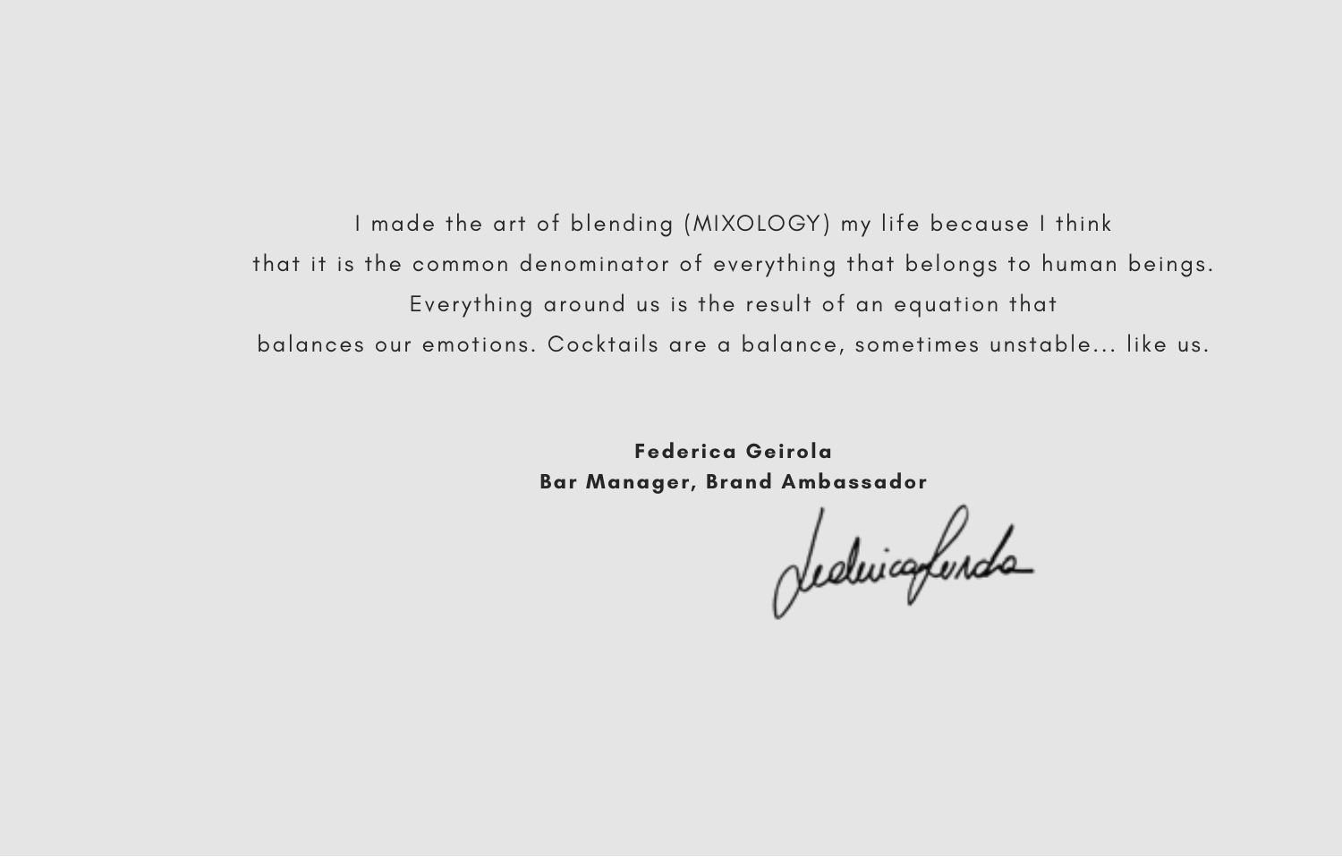I made the art of blending (MIXOLOGY) my life because I think
that it is the common denominator of everything that belongs to human beings.
Everything around us is the result of an equation that
balances our emotions. Cocktails are a balance, sometimes unstable... like us.

**Federica Geirola**
**Bar Manager, Brand Ambassador**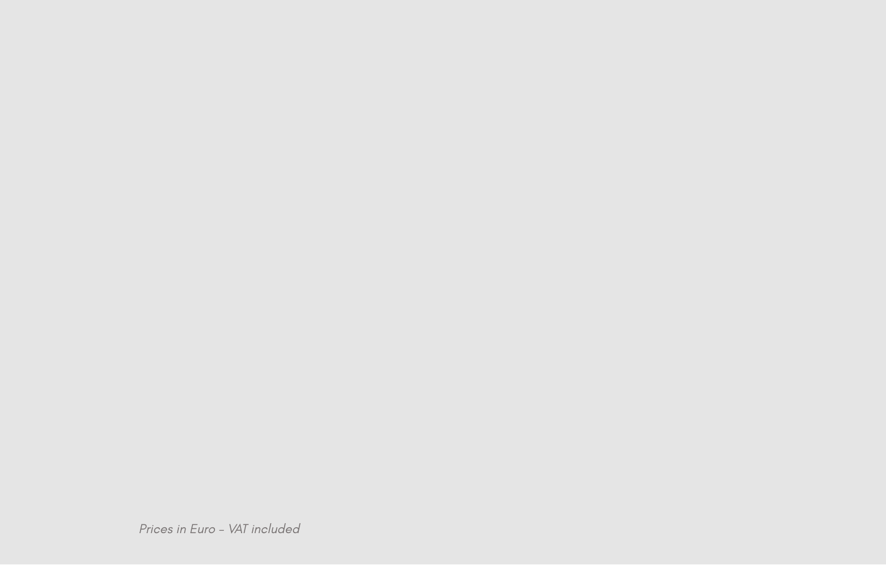*Prices in Euro - VAT included*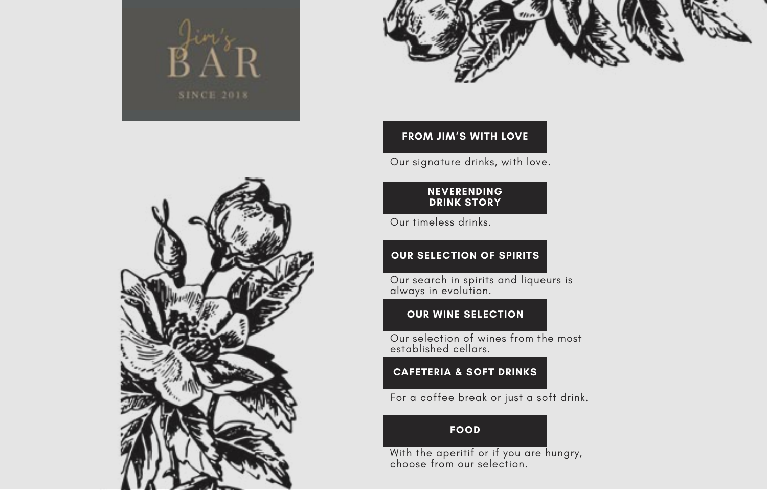Jim's
BAR
SINCE 2018

## FROM JIM'S WITH LOVE

Our signature drinks, with love.

## NEVERENDING DRINK STORY

Our timeless drinks.

## OUR SELECTION OF SPIRITS

Our search in spirits and liqueurs is always in evolution.

## OUR WINE SELECTION

Our selection of wines from the most established cellars.

## CAFETERIA & SOFT DRINKS

For a coffee break or just a soft drink.

## FOOD

With the aperitif or if you are hungry, choose from our selection.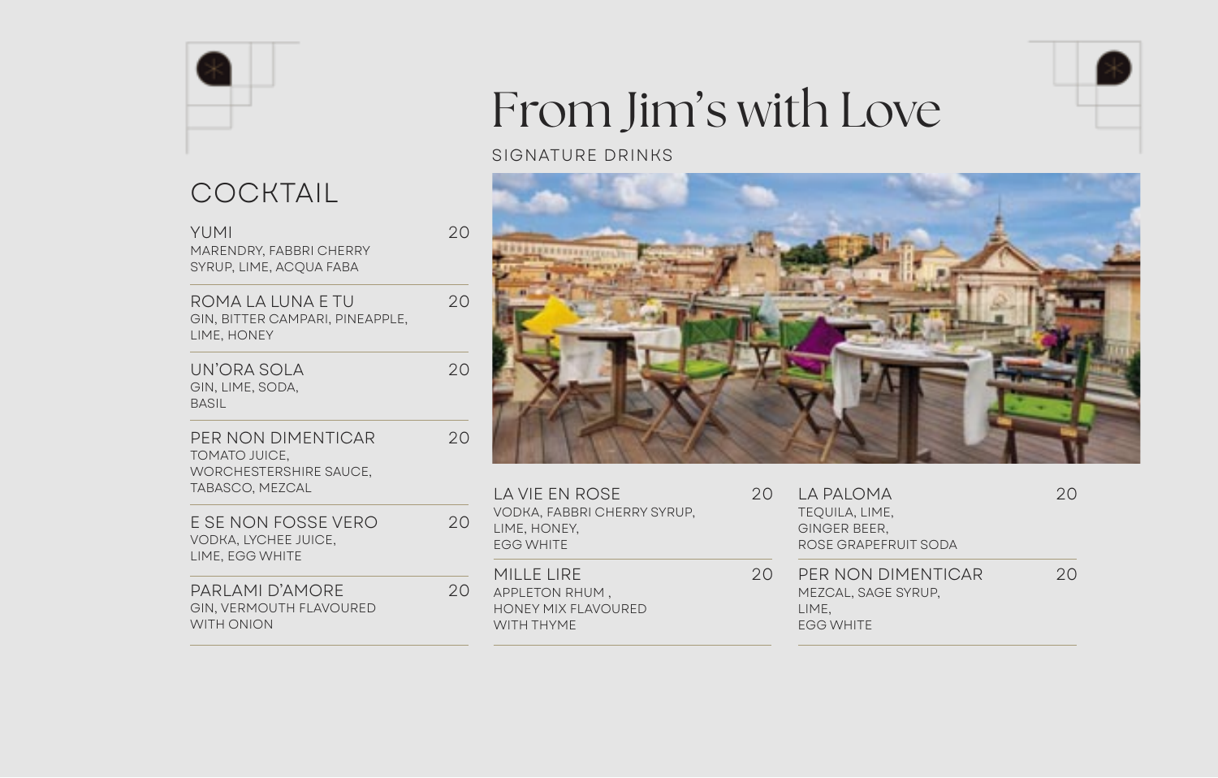## COCKTAIL

**YUMI** 20
MARENDRY, FABBRI CHERRY SYRUP, LIME, ACQUA FABA

**ROMA LA LUNA E TU** 20
GIN, BITTER CAMPARI, PINEAPPLE, LIME, HONEY

**UN'ORA SOLA** 20
GIN, LIME, SODA, BASIL

**PER NON DIMENTICAR** 20
TOMATO JUICE, WORCHESTERSHIRE SAUCE, TABASCO, MEZCAL

**E SE NON FOSSE VERO** 20
VODKA, LYCHEE JUICE, LIME, EGG WHITE

**PARLAMI D'AMORE** 20
GIN, VERMOUTH FLAVOURED WITH ONION

# From Jim's with Love

SIGNATURE DRINKS

**LA VIE EN ROSE** 20
VODKA, FABBRI CHERRY SYRUP, LIME, HONEY, EGG WHITE

**MILLE LIRE** 20
APPLETON RHUM , HONEY MIX FLAVOURED WITH THYME

**LA PALOMA** 20
TEQUILA, LIME, GINGER BEER, ROSE GRAPEFRUIT SODA

**PER NON DIMENTICAR** 20
MEZCAL, SAGE SYRUP, LIME, EGG WHITE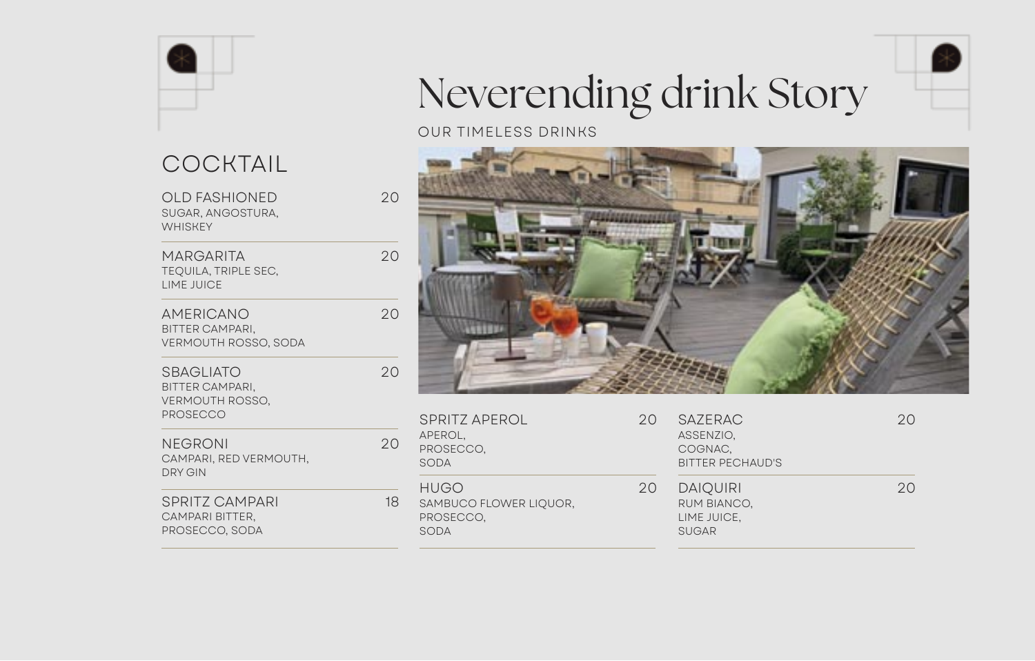# Neverending drink Story

OUR TIMELESS DRINKS

## COCKTAIL

**OLD FASHIONED** — 20
SUGAR, ANGOSTURA, WHISKEY

**MARGARITA** — 20
TEQUILA, TRIPLE SEC, LIME JUICE

**AMERICANO** — 20
BITTER CAMPARI, VERMOUTH ROSSO, SODA

**SBAGLIATO** — 20
BITTER CAMPARI, VERMOUTH ROSSO, PROSECCO

**NEGRONI** — 20
CAMPARI, RED VERMOUTH, DRY GIN

**SPRITZ CAMPARI** — 18
CAMPARI BITTER, PROSECCO, SODA

**SPRITZ APEROL** — 20
APEROL, PROSECCO, SODA

**HUGO** — 20
SAMBUCO FLOWER LIQUOR, PROSECCO, SODA

**SAZERAC** — 20
ASSENZIO, COGNAC, BITTER PECHAUD'S

**DAIQUIRI** — 20
RUM BIANCO, LIME JUICE, SUGAR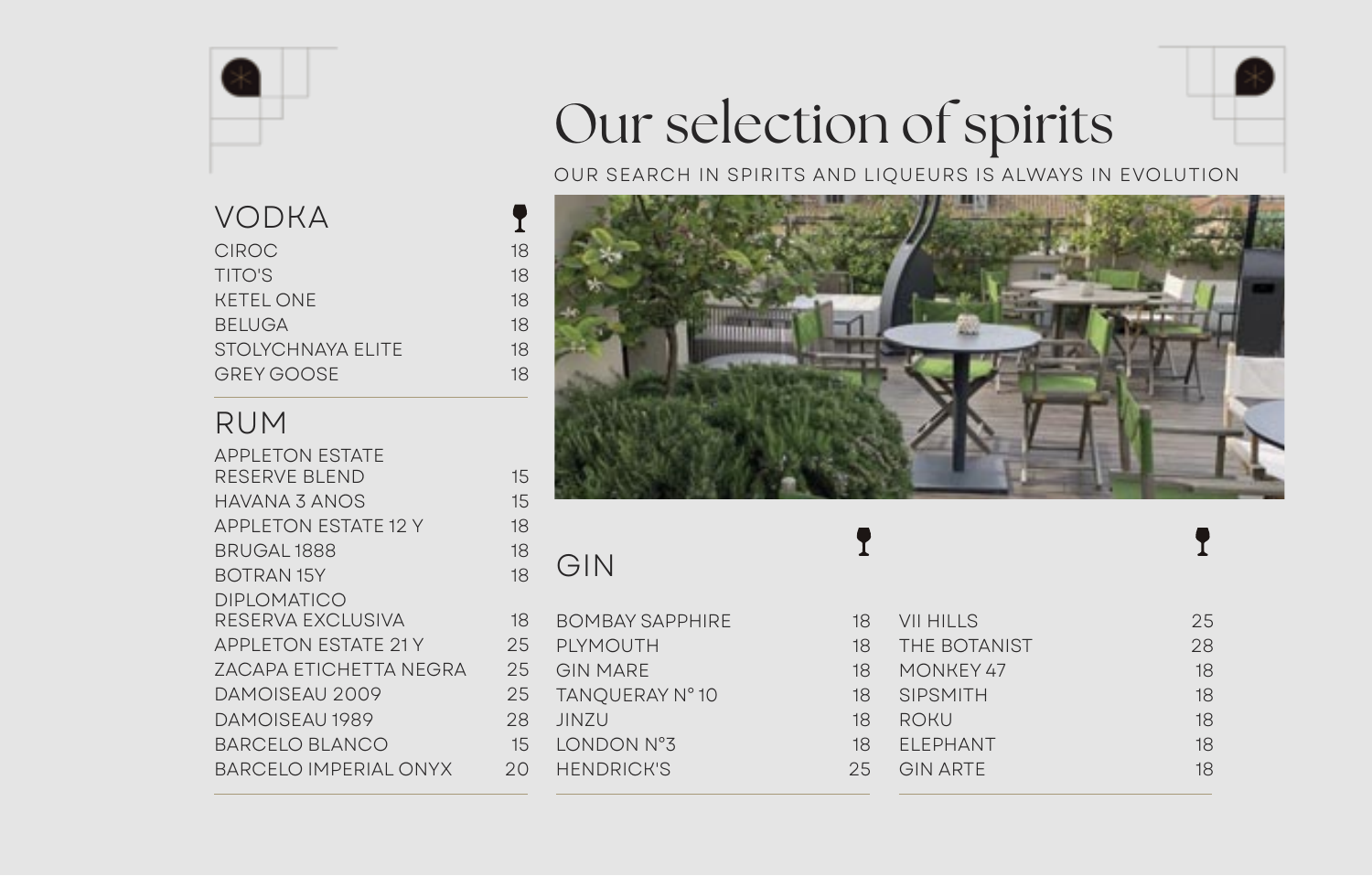# Our selection of spirits

OUR SEARCH IN SPIRITS AND LIQUEURS IS ALWAYS IN EVOLUTION

## VODKA

| | |
|---|---|
| CIROC | 18 |
| TITO'S | 18 |
| KETEL ONE | 18 |
| BELUGA | 18 |
| STOLYCHNAYA ELITE | 18 |
| GREY GOOSE | 18 |

## RUM

| | |
|---|---|
| APPLETON ESTATE RESERVE BLEND | 15 |
| HAVANA 3 ANOS | 15 |
| APPLETON ESTATE 12 Y | 18 |
| BRUGAL 1888 | 18 |
| BOTRAN 15Y | 18 |
| DIPLOMATICO RESERVA EXCLUSIVA | 18 |
| APPLETON ESTATE 21 Y | 25 |
| ZACAPA ETICHETTA NEGRA | 25 |
| DAMOISEAU 2009 | 25 |
| DAMOISEAU 1989 | 28 |
| BARCELO BLANCO | 15 |
| BARCELO IMPERIAL ONYX | 20 |

## GIN

| | |
|---|---|
| BOMBAY SAPPHIRE | 18 |
| PLYMOUTH | 18 |
| GIN MARE | 18 |
| TANQUERAY N° 10 | 18 |
| JINZU | 18 |
| LONDON N°3 | 18 |
| HENDRICK'S | 25 |
| VII HILLS | 25 |
| THE BOTANIST | 28 |
| MONKEY 47 | 18 |
| SIPSMITH | 18 |
| ROKU | 18 |
| ELEPHANT | 18 |
| GIN ARTE | 18 |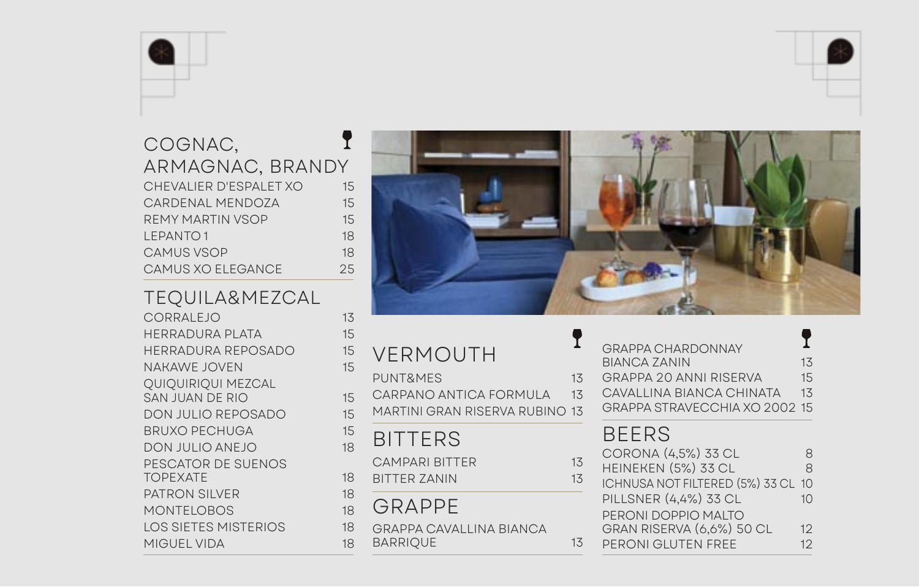## COGNAC, ARMAGNAC, BRANDY

| | |
|---|---|
| CHEVALIER D'ESPALET XO | 15 |
| CARDENAL MENDOZA | 15 |
| REMY MARTIN VSOP | 15 |
| LEPANTO 1 | 18 |
| CAMUS VSOP | 18 |
| CAMUS XO ELEGANCE | 25 |

## TEQUILA&MEZCAL

| | |
|---|---|
| CORRALEJO | 13 |
| HERRADURA PLATA | 15 |
| HERRADURA REPOSADO | 15 |
| NAKAWE JOVEN | 15 |
| QUIQUIRIQUI MEZCAL SAN JUAN DE RIO | 15 |
| DON JULIO REPOSADO | 15 |
| BRUXO PECHUGA | 15 |
| DON JULIO ANEJO | 18 |
| PESCATOR DE SUENOS TOPEXATE | 18 |
| PATRON SILVER | 18 |
| MONTELOBOS | 18 |
| LOS SIETES MISTERIOS | 18 |
| MIGUEL VIDA | 18 |

## VERMOUTH

| | |
|---|---|
| PUNT&MES | 13 |
| CARPANO ANTICA FORMULA | 13 |
| MARTINI GRAN RISERVA RUBINO | 13 |

## BITTERS

| | |
|---|---|
| CAMPARI BITTER | 13 |
| BITTER ZANIN | 13 |

## GRAPPE

| | |
|---|---|
| GRAPPA CAVALLINA BIANCA BARRIQUE | 13 |
| GRAPPA CHARDONNAY BIANCA ZANIN | 13 |
| GRAPPA 20 ANNI RISERVA | 15 |
| CAVALLINA BIANCA CHINATA | 13 |
| GRAPPA STRAVECCHIA XO 2002 | 15 |

## BEERS

| | |
|---|---|
| CORONA (4,5%) 33 CL | 8 |
| HEINEKEN (5%) 33 CL | 8 |
| ICHNUSA NOT FILTERED (5%) 33 CL | 10 |
| PILLSNER (4,4%) 33 CL | 10 |
| PERONI DOPPIO MALTO GRAN RISERVA (6,6%) 50 CL | 12 |
| PERONI GLUTEN FREE | 12 |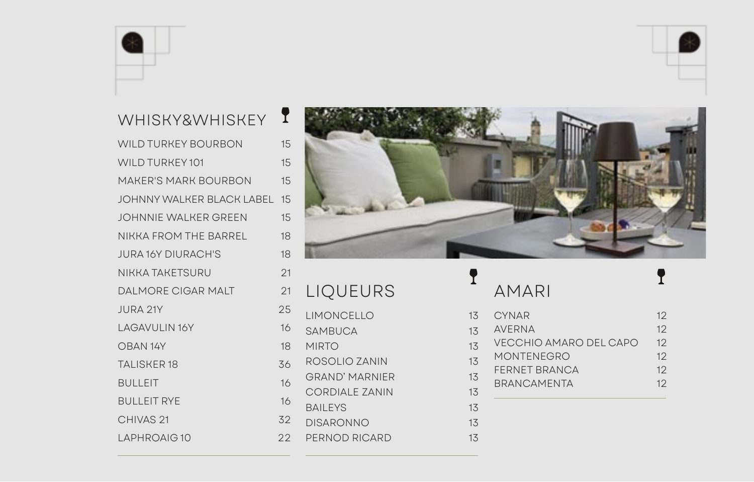## WHISKY&WHISKEY

| | |
|---|---|
| WILD TURKEY BOURBON | 15 |
| WILD TURKEY 101 | 15 |
| MAKER'S MARK BOURBON | 15 |
| JOHNNY WALKER BLACK LABEL | 15 |
| JOHNNIE WALKER GREEN | 15 |
| NIKKA FROM THE BARREL | 18 |
| JURA 16Y DIURACH'S | 18 |
| NIKKA TAKETSURU | 21 |
| DALMORE CIGAR MALT | 21 |
| JURA 21Y | 25 |
| LAGAVULIN 16Y | 16 |
| OBAN 14Y | 18 |
| TALISKER 18 | 36 |
| BULLEIT | 16 |
| BULLEIT RYE | 16 |
| CHIVAS 21 | 32 |
| LAPHROAIG 10 | 22 |

## LIQUEURS

| | |
|---|---|
| LIMONCELLO | 13 |
| SAMBUCA | 13 |
| MIRTO | 13 |
| ROSOLIO ZANIN | 13 |
| GRAND' MARNIER | 13 |
| CORDIALE ZANIN | 13 |
| BAILEYS | 13 |
| DISARONNO | 13 |
| PERNOD RICARD | 13 |

## AMARI

| | |
|---|---|
| CYNAR | 12 |
| AVERNA | 12 |
| VECCHIO AMARO DEL CAPO | 12 |
| MONTENEGRO | 12 |
| FERNET BRANCA | 12 |
| BRANCAMENTA | 12 |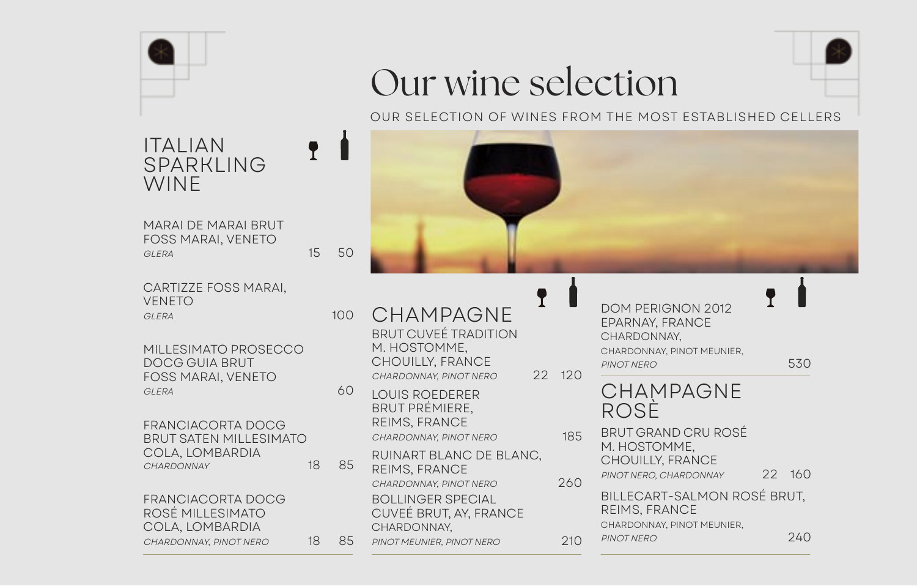# Our wine selection

OUR SELECTION OF WINES FROM THE MOST ESTABLISHED CELLERS

## ITALIAN SPARKLING WINE

| | Glass | Bottle |
|---|---|---|
| MARAI DE MARAI BRUT<br>FOSS MARAI, VENETO<br>*GLERA* | 15 | 50 |
| CARTIZZE FOSS MARAI, VENETO<br>*GLERA* | | 100 |
| MILLESIMATO PROSECCO DOCG GUIA BRUT<br>FOSS MARAI, VENETO<br>*GLERA* | | 60 |
| FRANCIACORTA DOCG BRUT SATEN MILLESIMATO<br>COLA, LOMBARDIA<br>*CHARDONNAY* | 18 | 85 |
| FRANCIACORTA DOCG ROSÉ MILLESIMATO<br>COLA, LOMBARDIA<br>*CHARDONNAY, PINOT NERO* | 18 | 85 |

## CHAMPAGNE

| | Glass | Bottle |
|---|---|---|
| BRUT CUVEÉ TRADITION<br>M. HOSTOMME, CHOUILLY, FRANCE<br>*CHARDONNAY, PINOT NERO* | 22 | 120 |
| LOUIS ROEDERER BRUT PRÉMIERE,<br>REIMS, FRANCE<br>*CHARDONNAY, PINOT NERO* | | 185 |
| RUINART BLANC DE BLANC,<br>REIMS, FRANCE<br>*CHARDONNAY, PINOT NERO* | | 260 |
| BOLLINGER SPECIAL CUVEÉ BRUT, AY, FRANCE<br>CHARDONNAY,<br>*PINOT MEUNIER, PINOT NERO* | | 210 |
| DOM PERIGNON 2012<br>EPARNAY, FRANCE<br>CHARDONNAY,<br>*CHARDONNAY, PINOT MEUNIER, PINOT NERO* | | 530 |

## CHAMPAGNE ROSÈ

| | Glass | Bottle |
|---|---|---|
| BRUT GRAND CRU ROSÉ<br>M. HOSTOMME, CHOUILLY, FRANCE<br>*PINOT NERO, CHARDONNAY* | 22 | 160 |
| BILLECART-SALMON ROSÉ BRUT,<br>REIMS, FRANCE<br>*CHARDONNAY, PINOT MEUNIER, PINOT NERO* | | 240 |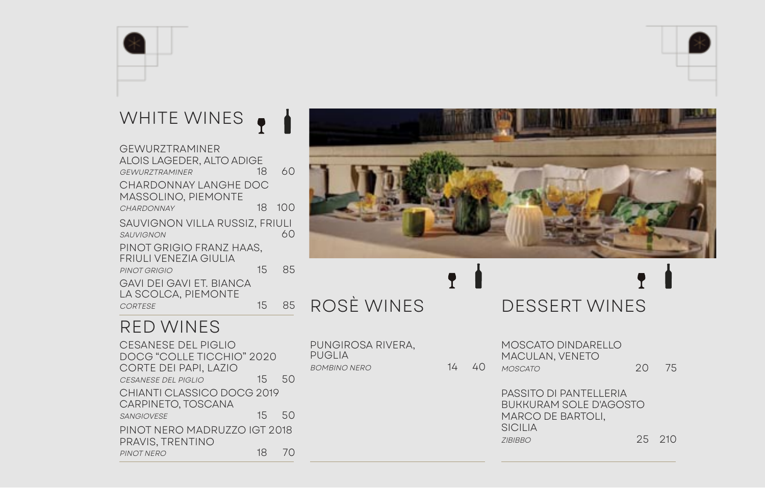## WHITE WINES

| | Glass | Bottle |
|---|---|---|
| GEWURZTRAMINER ALOIS LAGEDER, ALTO ADIGE *GEWURZTRAMINER* | 18 | 60 |
| CHARDONNAY LANGHE DOC MASSOLINO, PIEMONTE *CHARDONNAY* | 18 | 100 |
| SAUVIGNON VILLA RUSSIZ, FRIULI *SAUVIGNON* | | 60 |
| PINOT GRIGIO FRANZ HAAS, FRIULI VENEZIA GIULIA *PINOT GRIGIO* | 15 | 85 |
| GAVI DEI GAVI ET. BIANCA LA SCOLCA, PIEMONTE *CORTESE* | 15 | 85 |

## RED WINES

| | Glass | Bottle |
|---|---|---|
| CESANESE DEL PIGLIO DOCG “COLLE TICCHIO” 2020 CORTE DEI PAPI, LAZIO *CESANESE DEL PIGLIO* | 15 | 50 |
| CHIANTI CLASSICO DOCG 2019 CARPINETO, TOSCANA *SANGIOVESE* | 15 | 50 |
| PINOT NERO MADRUZZO IGT 2018 PRAVIS, TRENTINO *PINOT NERO* | 18 | 70 |

## ROSÈ WINES

| | Glass | Bottle |
|---|---|---|
| PUNGIROSA RIVERA, PUGLIA *BOMBINO NERO* | 14 | 40 |

## DESSERT WINES

| | Glass | Bottle |
|---|---|---|
| MOSCATO DINDARELLO MACULAN, VENETO *MOSCATO* | 20 | 75 |
| PASSITO DI PANTELLERIA BUKKURAM SOLE D'AGOSTO MARCO DE BARTOLI, SICILIA *ZIBIBBO* | 25 | 210 |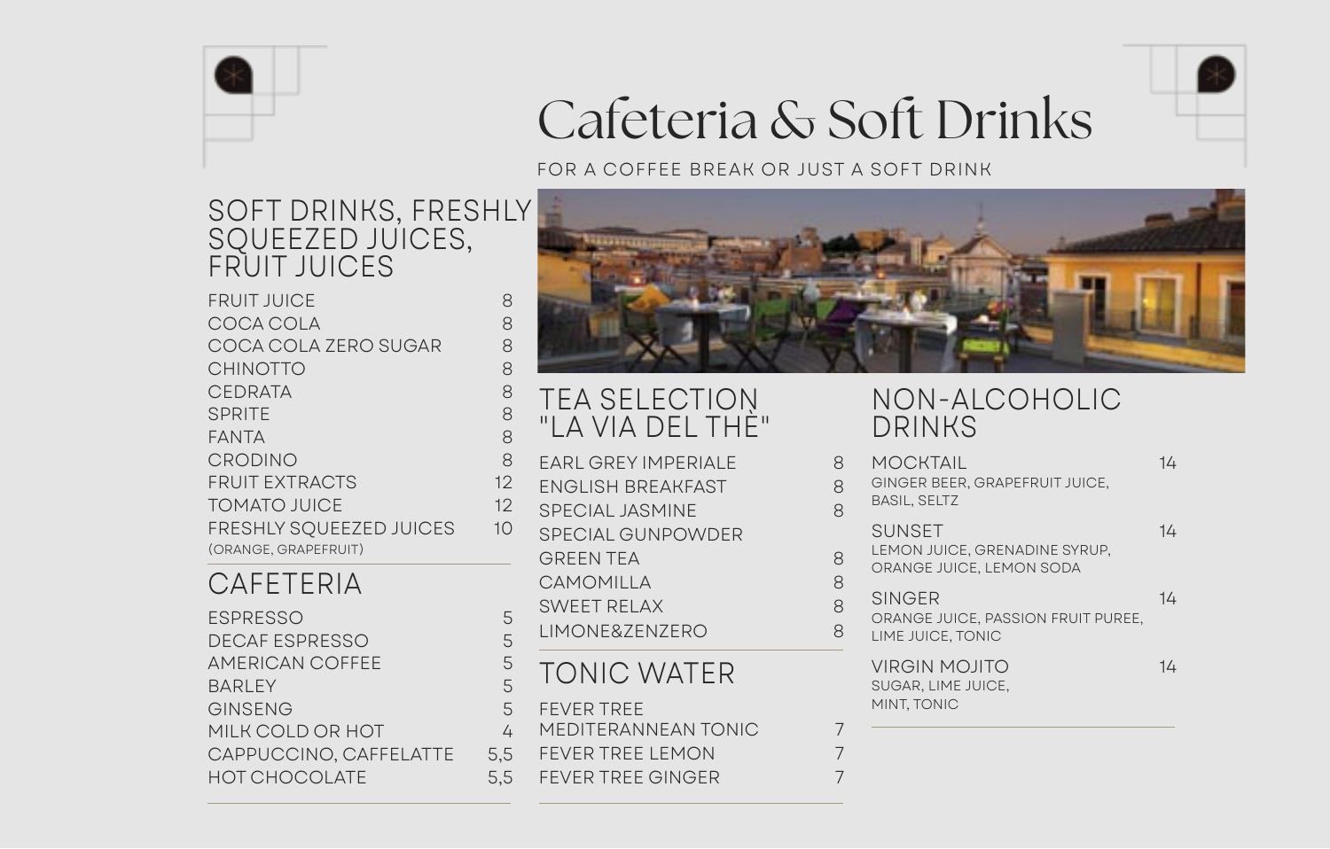# Cafeteria & Soft Drinks

FOR A COFFEE BREAK OR JUST A SOFT DRINK

## SOFT DRINKS, FRESHLY SQUEEZED JUICES, FRUIT JUICES

| Item | Price |
|---|---|
| FRUIT JUICE | 8 |
| COCA COLA | 8 |
| COCA COLA ZERO SUGAR | 8 |
| CHINOTTO | 8 |
| CEDRATA | 8 |
| SPRITE | 8 |
| FANTA | 8 |
| CRODINO | 8 |
| FRUIT EXTRACTS | 12 |
| TOMATO JUICE | 12 |
| FRESHLY SQUEEZED JUICES (ORANGE, GRAPEFRUIT) | 10 |

## CAFETERIA

| Item | Price |
|---|---|
| ESPRESSO | 5 |
| DECAF ESPRESSO | 5 |
| AMERICAN COFFEE | 5 |
| BARLEY | 5 |
| GINSENG | 5 |
| MILK COLD OR HOT | 4 |
| CAPPUCCINO, CAFFELATTE | 5,5 |
| HOT CHOCOLATE | 5,5 |

## TEA SELECTION "LA VIA DEL THÈ"

| Item | Price |
|---|---|
| EARL GREY IMPERIALE | 8 |
| ENGLISH BREAKFAST | 8 |
| SPECIAL JASMINE | 8 |
| SPECIAL GUNPOWDER | |
| GREEN TEA | 8 |
| CAMOMILLA | 8 |
| SWEET RELAX | 8 |
| LIMONE&ZENZERO | 8 |

## TONIC WATER

| Item | Price |
|---|---|
| FEVER TREE MEDITERANNEAN TONIC | 7 |
| FEVER TREE LEMON | 7 |
| FEVER TREE GINGER | 7 |

## NON-ALCOHOLIC DRINKS

**MOCKTAIL** 14
GINGER BEER, GRAPEFRUIT JUICE, BASIL, SELTZ

**SUNSET** 14
LEMON JUICE, GRENADINE SYRUP, ORANGE JUICE, LEMON SODA

**SINGER** 14
ORANGE JUICE, PASSION FRUIT PUREE, LIME JUICE, TONIC

**VIRGIN MOJITO** 14
SUGAR, LIME JUICE, MINT, TONIC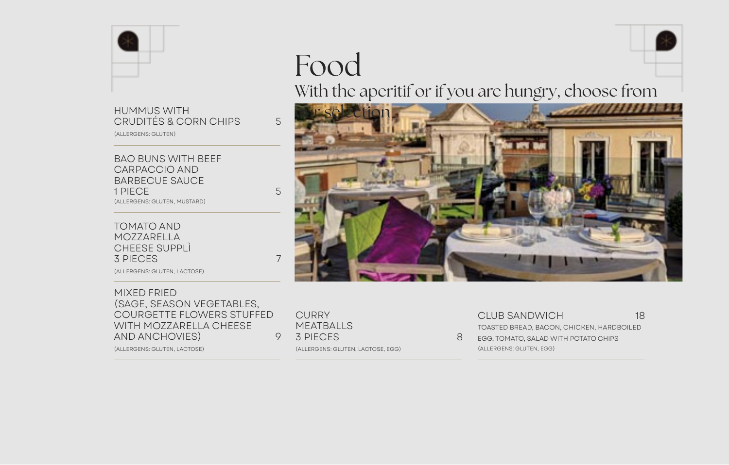# Food

With the aperitif or if you are hungry, choose from our selection

HUMMUS WITH CRUDITÉS & CORN CHIPS — 5
(ALLERGENS: GLUTEN)

BAO BUNS WITH BEEF CARPACCIO AND BARBECUE SAUCE 1 PIECE — 5
(ALLERGENS: GLUTEN, MUSTARD)

TOMATO AND MOZZARELLA CHEESE SUPPLÌ 3 PIECES — 7
(ALLERGENS: GLUTEN, LACTOSE)

MIXED FRIED (SAGE, SEASON VEGETABLES, COURGETTE FLOWERS STUFFED WITH MOZZARELLA CHEESE AND ANCHOVIES) — 9
(ALLERGENS: GLUTEN, LACTOSE)

CURRY MEATBALLS 3 PIECES — 8
(ALLERGENS: GLUTEN, LACTOSE, EGG)

CLUB SANDWICH — 18
TOASTED BREAD, BACON, CHICKEN, HARDBOILED EGG, TOMATO, SALAD WITH POTATO CHIPS
(ALLERGENS: GLUTEN, EGG)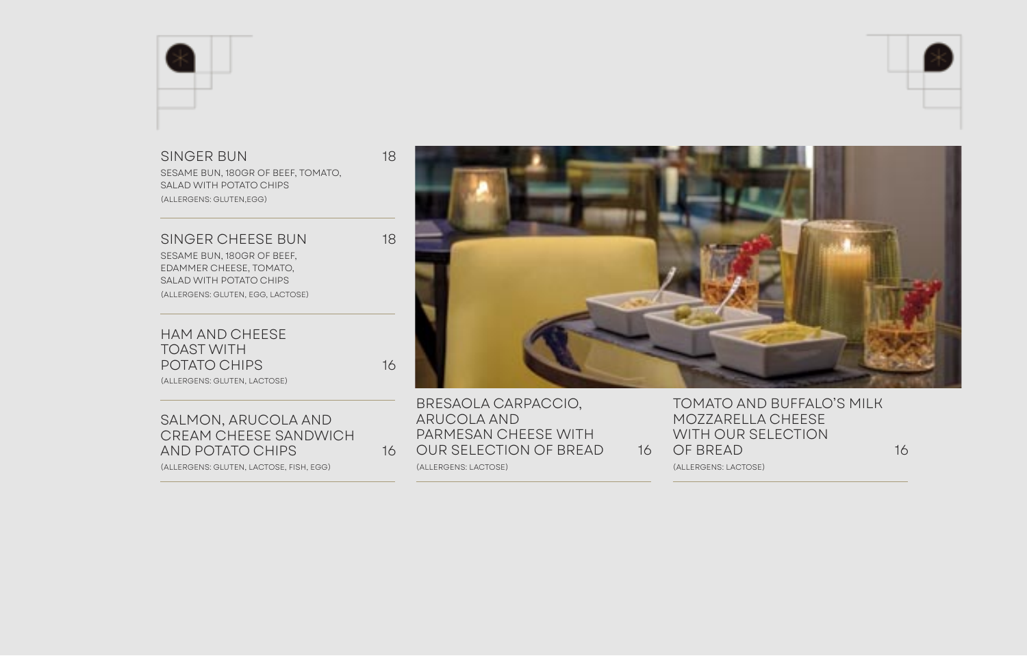## SINGER BUN — 18

SESAME BUN, 180GR OF BEEF, TOMATO, SALAD WITH POTATO CHIPS

(ALLERGENS: GLUTEN,EGG)

## SINGER CHEESE BUN — 18

SESAME BUN, 180GR OF BEEF, EDAMMER CHEESE, TOMATO, SALAD WITH POTATO CHIPS

(ALLERGENS: GLUTEN, EGG, LACTOSE)

## HAM AND CHEESE TOAST WITH POTATO CHIPS — 16

(ALLERGENS: GLUTEN, LACTOSE)

## SALMON, ARUCOLA AND CREAM CHEESE SANDWICH AND POTATO CHIPS — 16

(ALLERGENS: GLUTEN, LACTOSE, FISH, EGG)

## BRESAOLA CARPACCIO, ARUCOLA AND PARMESAN CHEESE WITH OUR SELECTION OF BREAD — 16

(ALLERGENS: LACTOSE)

## TOMATO AND BUFFALO'S MILK MOZZARELLA CHEESE WITH OUR SELECTION OF BREAD — 16

(ALLERGENS: LACTOSE)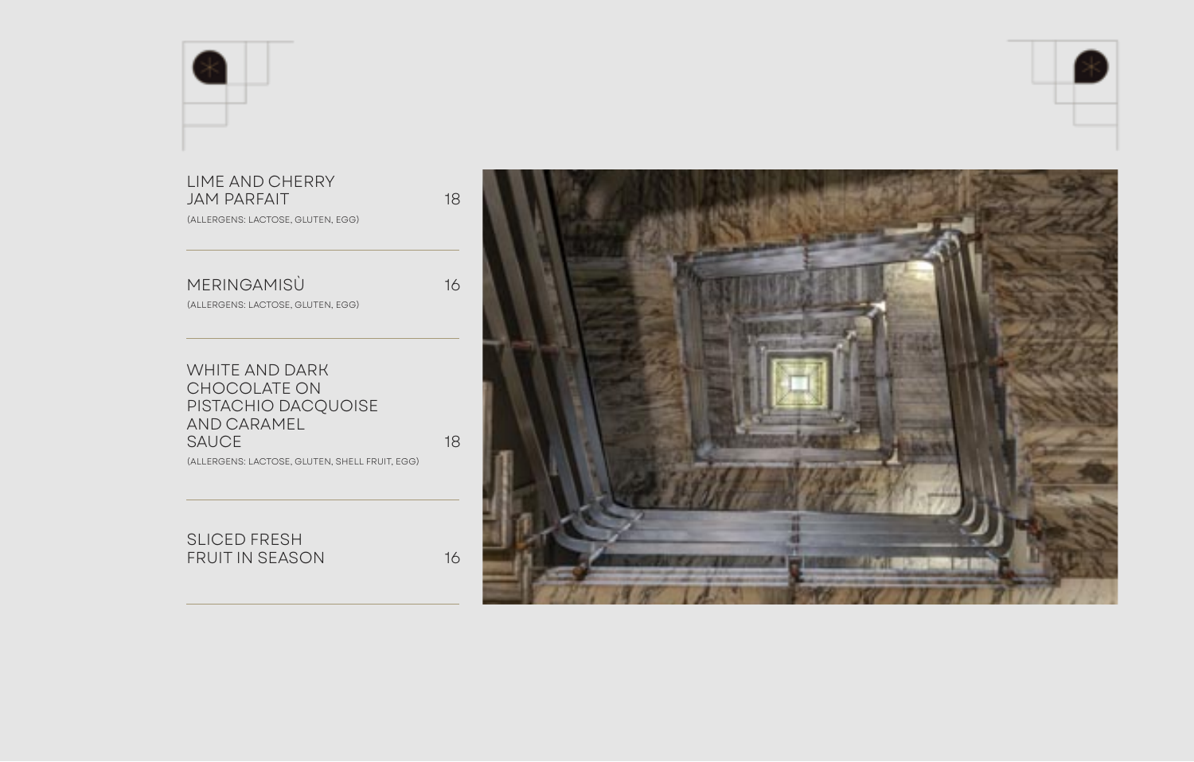LIME AND CHERRY JAM PARFAIT 18

(ALLERGENS: LACTOSE, GLUTEN, EGG)

---

MERINGAMISÙ 16

(ALLERGENS: LACTOSE, GLUTEN, EGG)

---

WHITE AND DARK CHOCOLATE ON PISTACHIO DACQUOISE AND CARAMEL SAUCE 18

(ALLERGENS: LACTOSE, GLUTEN, SHELL FRUIT, EGG)

---

SLICED FRESH FRUIT IN SEASON 16

---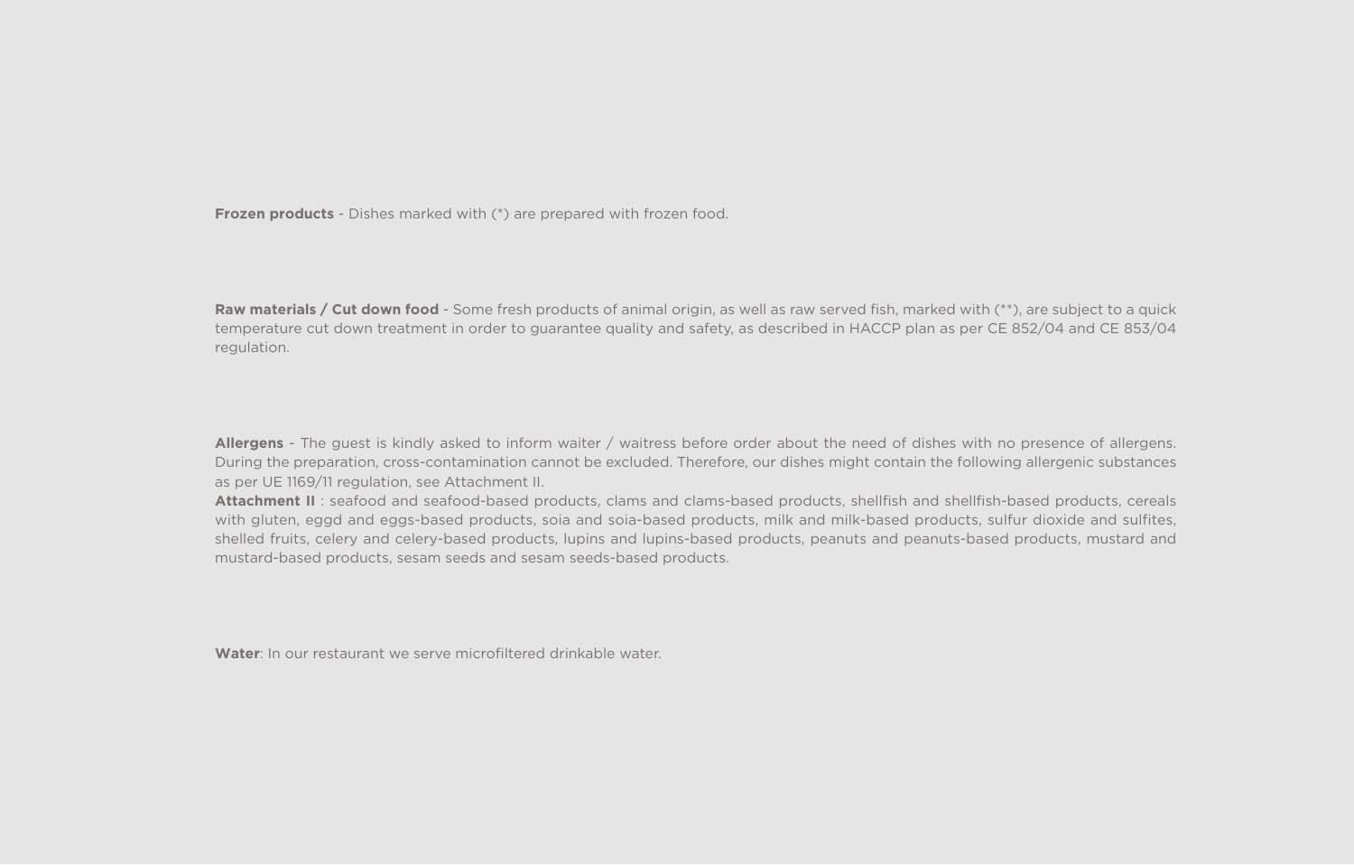**Frozen products** - Dishes marked with (*) are prepared with frozen food.

**Raw materials / Cut down food** - Some fresh products of animal origin, as well as raw served fish, marked with (**), are subject to a quick temperature cut down treatment in order to guarantee quality and safety, as described in HACCP plan as per CE 852/04 and CE 853/04 regulation.

**Allergens** - The guest is kindly asked to inform waiter / waitress before order about the need of dishes with no presence of allergens. During the preparation, cross-contamination cannot be excluded. Therefore, our dishes might contain the following allergenic substances as per UE 1169/11 regulation, see Attachment II.
**Attachment II** : seafood and seafood-based products, clams and clams-based products, shellfish and shellfish-based products, cereals with gluten, eggd and eggs-based products, soia and soia-based products, milk and milk-based products, sulfur dioxide and sulfites, shelled fruits, celery and celery-based products, lupins and lupins-based products, peanuts and peanuts-based products, mustard and mustard-based products, sesam seeds and sesam seeds-based products.

**Water**: In our restaurant we serve microfiltered drinkable water.